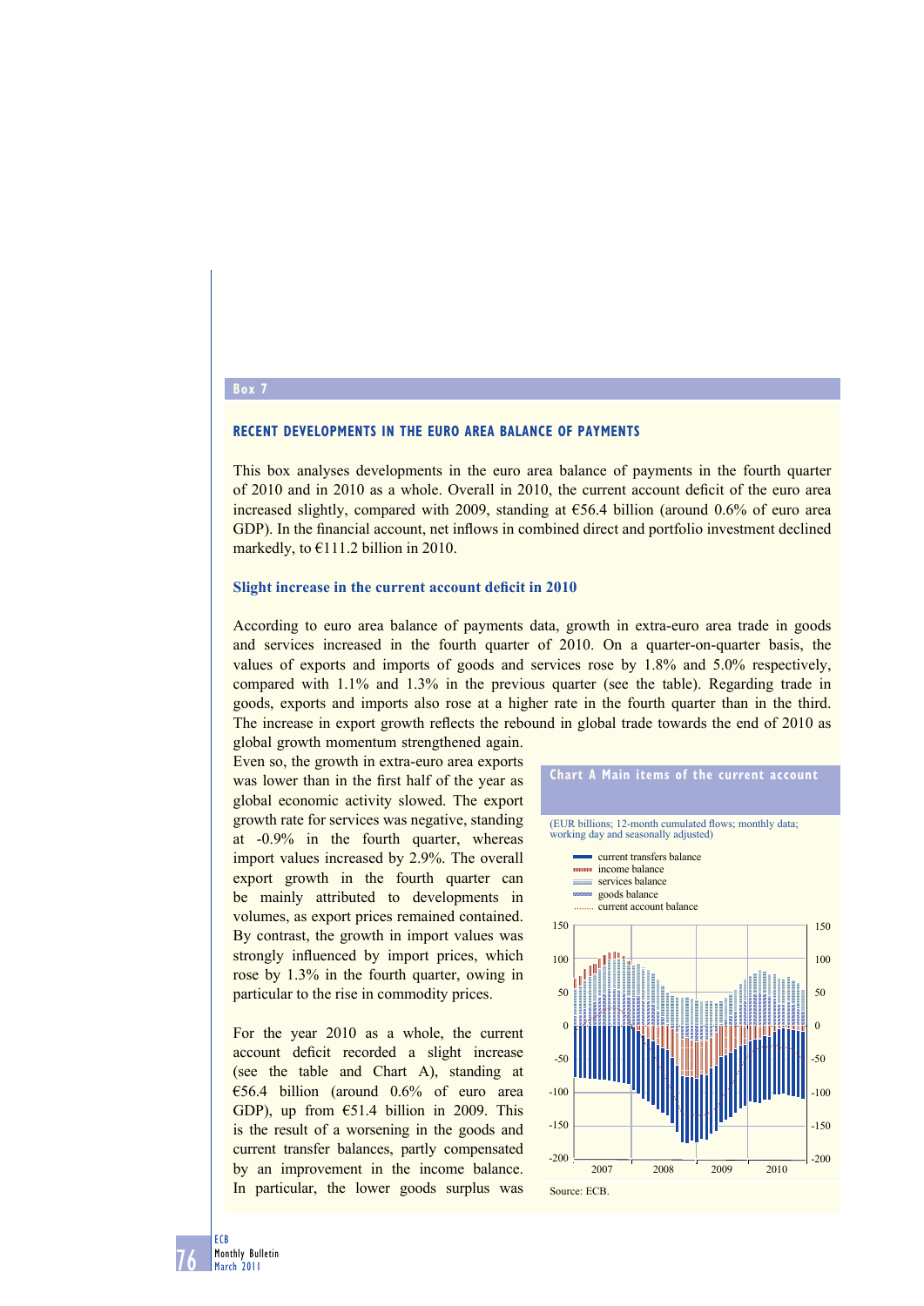## Box 7

### RECENT DEVELOPMENTS IN THE EURO AREA BALANCE OF PAYMENTS

This box analyses developments in the euro area balance of payments in the fourth quarter of 2010 and in 2010 as a whole. Overall in 2010, the current account deficit of the euro area increased slightly, compared with 2009, standing at €56.4 billion (around 0.6% of euro area GDP). In the financial account, net inflows in combined direct and portfolio investment declined markedly, to €111.2 billion in 2010.

#### Slight increase in the current account deficit in 2010

According to euro area balance of payments data, growth in extra-euro area trade in goods and services increased in the fourth quarter of 2010. On a quarter-on-quarter basis, the values of exports and imports of goods and services rose by 1.8% and 5.0% respectively, compared with 1.1% and 1.3% in the previous quarter (see the table). Regarding trade in goods, exports and imports also rose at a higher rate in the fourth quarter than in the third. The increase in export growth reflects the rebound in global trade towards the end of 2010 as global growth momentum strengthened again. Even so, the growth in extra-euro area exports was lower than in the first half of the year as global economic activity slowed. The export growth rate for services was negative, standing at -0.9% in the fourth quarter, whereas import values increased by 2.9%. The overall export growth in the fourth quarter can be mainly attributed to developments in volumes, as export prices remained contained. By contrast, the growth in import values was strongly influenced by import prices, which rose by 1.3% in the fourth quarter, owing in particular to the rise in commodity prices.

For the year 2010 as a whole, the current account deficit recorded a slight increase (see the table and Chart A), standing at €56.4 billion (around 0.6% of euro area GDP), up from €51.4 billion in 2009. This is the result of a worsening in the goods and current transfer balances, partly compensated by an improvement in the income balance. In particular, the lower goods surplus was

**Chart A Main items of the current account**

(EUR billions; 12-month cumulated flows; monthly data; working day and seasonally adjusted)

- current transfers balance
- income balance
- services balance
- goods balance
- current account balance

Source: ECB.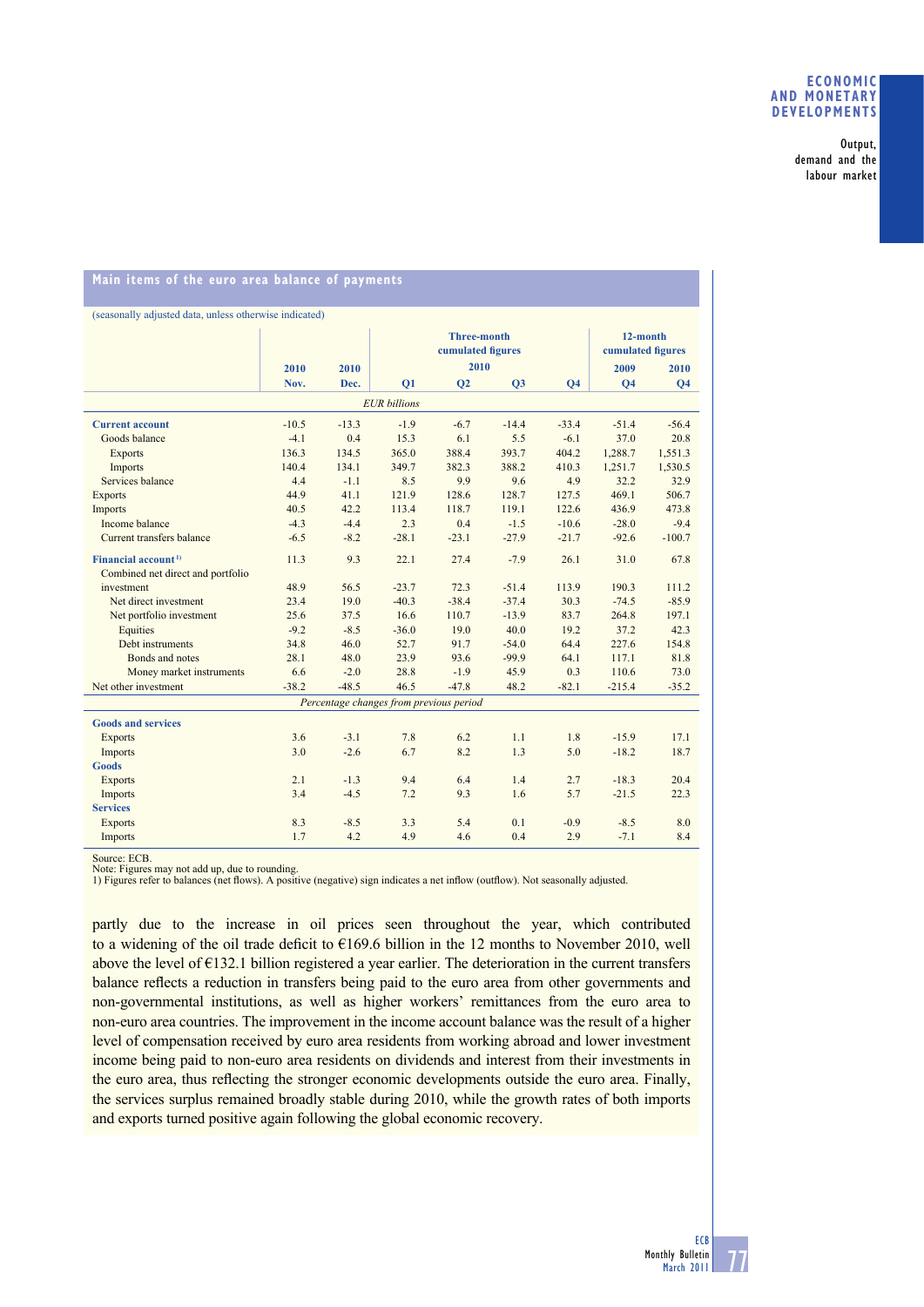**Main items of the euro area balance of payments**

(seasonally adjusted data, unless otherwise indicated)

| | 2010 | 2010 | Three-month cumulated figures 2010 | | | | 12-month cumulated figures | |
|---|---|---|---|---|---|---|---|---|
| | Nov. | Dec. | Q1 | Q2 | Q3 | Q4 | 2009 Q4 | 2010 Q4 |
| | | | *EUR billions* | | | | | |
| **Current account** | -10.5 | -13.3 | -1.9 | -6.7 | -14.4 | -33.4 | -51.4 | -56.4 |
| Goods balance | -4.1 | 0.4 | 15.3 | 6.1 | 5.5 | -6.1 | 37.0 | 20.8 |
| Exports | 136.3 | 134.5 | 365.0 | 388.4 | 393.7 | 404.2 | 1,288.7 | 1,551.3 |
| Imports | 140.4 | 134.1 | 349.7 | 382.3 | 388.2 | 410.3 | 1,251.7 | 1,530.5 |
| Services balance | 4.4 | -1.1 | 8.5 | 9.9 | 9.6 | 4.9 | 32.2 | 32.9 |
| Exports | 44.9 | 41.1 | 121.9 | 128.6 | 128.7 | 127.5 | 469.1 | 506.7 |
| Imports | 40.5 | 42.2 | 113.4 | 118.7 | 119.1 | 122.6 | 436.9 | 473.8 |
| Income balance | -4.3 | -4.4 | 2.3 | 0.4 | -1.5 | -10.6 | -28.0 | -9.4 |
| Current transfers balance | -6.5 | -8.2 | -28.1 | -23.1 | -27.9 | -21.7 | -92.6 | -100.7 |
| **Financial account** [1] | 11.3 | 9.3 | 22.1 | 27.4 | -7.9 | 26.1 | 31.0 | 67.8 |
| Combined net direct and portfolio investment | 48.9 | 56.5 | -23.7 | 72.3 | -51.4 | 113.9 | 190.3 | 111.2 |
| Net direct investment | 23.4 | 19.0 | -40.3 | -38.4 | -37.4 | 30.3 | -74.5 | -85.9 |
| Net portfolio investment | 25.6 | 37.5 | 16.6 | 110.7 | -13.9 | 83.7 | 264.8 | 197.1 |
| Equities | -9.2 | -8.5 | -36.0 | 19.0 | 40.0 | 19.2 | 37.2 | 42.3 |
| Debt instruments | 34.8 | 46.0 | 52.7 | 91.7 | -54.0 | 64.4 | 227.6 | 154.8 |
| Bonds and notes | 28.1 | 48.0 | 23.9 | 93.6 | -99.9 | 64.1 | 117.1 | 81.8 |
| Money market instruments | 6.6 | -2.0 | 28.8 | -1.9 | 45.9 | 0.3 | 110.6 | 73.0 |
| Net other investment | -38.2 | -48.5 | 46.5 | -47.8 | 48.2 | -82.1 | -215.4 | -35.2 |
| | | | *Percentage changes from previous period* | | | | | |
| **Goods and services** | | | | | | | | |
| Exports | 3.6 | -3.1 | 7.8 | 6.2 | 1.1 | 1.8 | -15.9 | 17.1 |
| Imports | 3.0 | -2.6 | 6.7 | 8.2 | 1.3 | 5.0 | -18.2 | 18.7 |
| **Goods** | | | | | | | | |
| Exports | 2.1 | -1.3 | 9.4 | 6.4 | 1.4 | 2.7 | -18.3 | 20.4 |
| Imports | 3.4 | -4.5 | 7.2 | 9.3 | 1.6 | 5.7 | -21.5 | 22.3 |
| **Services** | | | | | | | | |
| Exports | 8.3 | -8.5 | 3.3 | 5.4 | 0.1 | -0.9 | -8.5 | 8.0 |
| Imports | 1.7 | 4.2 | 4.9 | 4.6 | 0.4 | 2.9 | -7.1 | 8.4 |

Source: ECB.
Note: Figures may not add up, due to rounding.
1) Figures refer to balances (net flows). A positive (negative) sign indicates a net inflow (outflow). Not seasonally adjusted.

partly due to the increase in oil prices seen throughout the year, which contributed to a widening of the oil trade deficit to €169.6 billion in the 12 months to November 2010, well above the level of €132.1 billion registered a year earlier. The deterioration in the current transfers balance reflects a reduction in transfers being paid to the euro area from other governments and non-governmental institutions, as well as higher workers' remittances from the euro area to non-euro area countries. The improvement in the income account balance was the result of a higher level of compensation received by euro area residents from working abroad and lower investment income being paid to non-euro area residents on dividends and interest from their investments in the euro area, thus reflecting the stronger economic developments outside the euro area. Finally, the services surplus remained broadly stable during 2010, while the growth rates of both imports and exports turned positive again following the global economic recovery.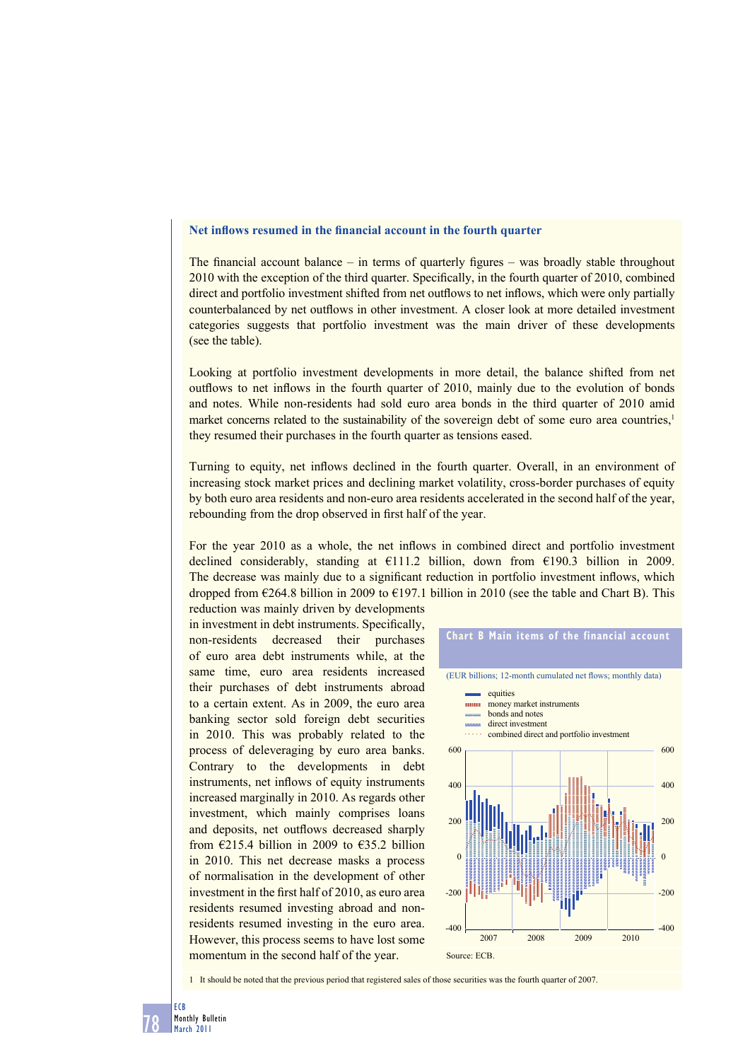## Net inflows resumed in the financial account in the fourth quarter

The financial account balance – in terms of quarterly figures – was broadly stable throughout 2010 with the exception of the third quarter. Specifically, in the fourth quarter of 2010, combined direct and portfolio investment shifted from net outflows to net inflows, which were only partially counterbalanced by net outflows in other investment. A closer look at more detailed investment categories suggests that portfolio investment was the main driver of these developments (see the table).

Looking at portfolio investment developments in more detail, the balance shifted from net outflows to net inflows in the fourth quarter of 2010, mainly due to the evolution of bonds and notes. While non-residents had sold euro area bonds in the third quarter of 2010 amid market concerns related to the sustainability of the sovereign debt of some euro area countries,[1] they resumed their purchases in the fourth quarter as tensions eased.

Turning to equity, net inflows declined in the fourth quarter. Overall, in an environment of increasing stock market prices and declining market volatility, cross-border purchases of equity by both euro area residents and non-euro area residents accelerated in the second half of the year, rebounding from the drop observed in first half of the year.

For the year 2010 as a whole, the net inflows in combined direct and portfolio investment declined considerably, standing at €111.2 billion, down from €190.3 billion in 2009. The decrease was mainly due to a significant reduction in portfolio investment inflows, which dropped from €264.8 billion in 2009 to €197.1 billion in 2010 (see the table and Chart B). This reduction was mainly driven by developments in investment in debt instruments. Specifically, non-residents decreased their purchases of euro area debt instruments while, at the same time, euro area residents increased their purchases of debt instruments abroad to a certain extent. As in 2009, the euro area banking sector sold foreign debt securities in 2010. This was probably related to the process of deleveraging by euro area banks. Contrary to the developments in debt instruments, net inflows of equity instruments increased marginally in 2010. As regards other investment, which mainly comprises loans and deposits, net outflows decreased sharply from €215.4 billion in 2009 to €35.2 billion in 2010. This net decrease masks a process of normalisation in the development of other investment in the first half of 2010, as euro area residents resumed investing abroad and non-residents resumed investing in the euro area. However, this process seems to have lost some momentum in the second half of the year.

**Chart B Main items of the financial account**

(EUR billions; 12-month cumulated net flows; monthly data)

equities
money market instruments
bonds and notes
direct investment
combined direct and portfolio investment

600 400 200 0 -200 -400

2007 2008 2009 2010

Source: ECB.

1 It should be noted that the previous period that registered sales of those securities was the fourth quarter of 2007.